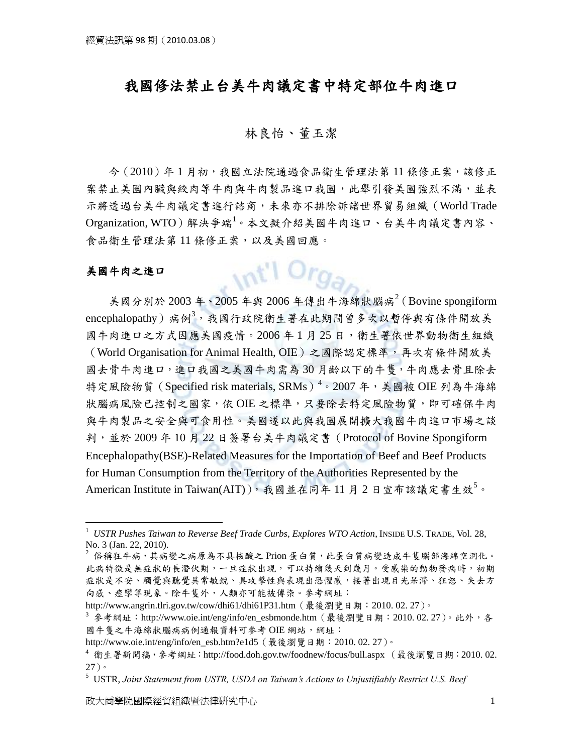# 我國修法禁止台美牛肉議定書中特定部位牛肉進口

林良怡、董玉潔

今（2010）年 1 月初，我國立法院通過食品衛生管理法第 11 條修正案，該修正案禁止美國內臟與絞肉等牛肉與牛肉製品進口我國，此舉引發美國強烈不滿，並表示將透過台美牛肉議定書進行諮商，未來亦不排除訴諸世界貿易組織（World Trade Organization, WTO）解決爭端[1]。本文擬介紹美國牛肉進口、台美牛肉議定書內容、食品衛生管理法第 11 條修正案，以及美國回應。

## 美國牛肉之進口

美國分別於 2003 年、2005 年與 2006 年傳出牛海綿狀腦病[2]（Bovine spongiform encephalopathy）病例[3]，我國行政院衛生署在此期間曾多次以暫停與有條件開放美國牛肉進口之方式因應美國疫情。2006 年 1 月 25 日，衛生署依世界動物衛生組織（World Organisation for Animal Health, OIE）之國際認定標準，再次有條件開放美國去骨牛肉進口，進口我國之美國牛肉需為 30 月齡以下的牛隻，牛肉應去骨且除去特定風險物質（Specified risk materials, SRMs）[4]。2007 年，美國被 OIE 列為牛海綿狀腦病風險已控制之國家，依 OIE 之標準，只要除去特定風險物質，即可確保牛肉與牛肉製品之安全與可食用性。美國遂以此與我國展開擴大我國牛肉進口市場之談判，並於 2009 年 10 月 22 日簽署台美牛肉議定書（Protocol of Bovine Spongiform Encephalopathy(BSE)-Related Measures for the Importation of Beef and Beef Products for Human Consumption from the Territory of the Authorities Represented by the American Institute in Taiwan(AIT)），我國並在同年 11 月 2 日宣布該議定書生效[5]。

---

[1] *USTR Pushes Taiwan to Reverse Beef Trade Curbs, Explores WTO Action*, INSIDE U.S. TRADE, Vol. 28, No. 3 (Jan. 22, 2010).

[2] 俗稱狂牛病，其病變之病原為不具核酸之 Prion 蛋白質，此蛋白質病變造成牛隻腦部海綿空洞化。此病特徵是無症狀的長潛伏期，一旦症狀出現，可以持續幾天到幾月。受感染的動物發病時，初期症狀是不安、觸覺與聽覺異常敏銳、具攻擊性與表現出恐懼感，接著出現目光呆滯、狂怒、失去方向感、痙攣等現象。除牛隻外，人類亦可能被傳染。參考網址：http://www.angrin.tlri.gov.tw/cow/dhi61/dhi61P31.htm（最後瀏覽日期：2010. 02. 27）。

[3] 參考網址：http://www.oie.int/eng/info/en_esbmonde.htm（最後瀏覽日期：2010. 02. 27）。此外，各國牛隻之牛海綿狀腦病病例通報資料可參考 OIE 網站，網址：http://www.oie.int/eng/info/en_esb.htm?e1d5（最後瀏覽日期：2010. 02. 27）。

[4] 衛生署新聞稿，參考網址：http://food.doh.gov.tw/foodnew/focus/bull.aspx （最後瀏覽日期：2010. 02. 27）。

[5] USTR, *Joint Statement from USTR, USDA on Taiwan's Actions to Unjustifiably Restrict U.S. Beef*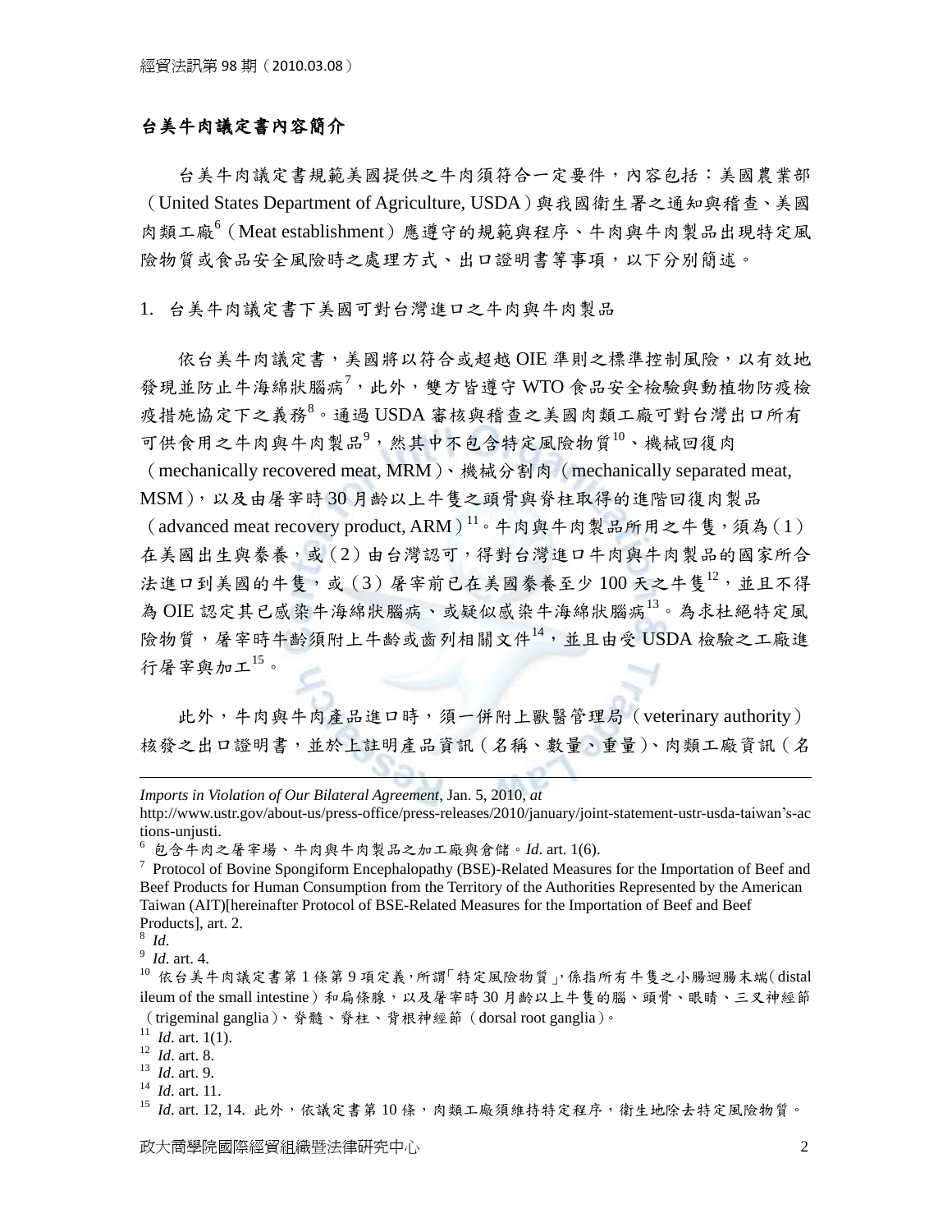## 台美牛肉議定書內容簡介

台美牛肉議定書規範美國提供之牛肉須符合一定要件，內容包括：美國農業部（United States Department of Agriculture, USDA）與我國衛生署之通知與稽查、美國肉類工廠[6]（Meat establishment）應遵守的規範與程序、牛肉與牛肉製品出現特定風險物質或食品安全風險時之處理方式、出口證明書等事項，以下分別簡述。

1. 台美牛肉議定書下美國可對台灣進口之牛肉與牛肉製品

依台美牛肉議定書，美國將以符合或超越 OIE 準則之標準控制風險，以有效地發現並防止牛海綿狀腦病[7]，此外，雙方皆遵守 WTO 食品安全檢驗與動植物防疫檢疫措施協定下之義務[8]。通過 USDA 審核與稽查之美國肉類工廠可對台灣出口所有可供食用之牛肉與牛肉製品[9]，然其中不包含特定風險物質[10]、機械回復肉（mechanically recovered meat, MRM）、機械分割肉（mechanically separated meat, MSM），以及由屠宰時 30 月齡以上牛隻之頭骨與脊柱取得的進階回復肉製品（advanced meat recovery product, ARM）[11]。牛肉與牛肉製品所用之牛隻，須為（1）在美國出生與豢養，或（2）由台灣認可，得對台灣進口牛肉與牛肉製品的國家所合法進口到美國的牛隻，或（3）屠宰前已在美國豢養至少 100 天之牛隻[12]，並且不得為 OIE 認定其已感染牛海綿狀腦病、或疑似感染牛海綿狀腦病[13]。為求杜絕特定風險物質，屠宰時牛齡須附上牛齡或齒列相關文件[14]，並且由受 USDA 檢驗之工廠進行屠宰與加工[15]。

此外，牛肉與牛肉產品進口時，須一併附上獸醫管理局（veterinary authority）核發之出口證明書，並於上註明產品資訊（名稱、數量、重量）、肉類工廠資訊（名

---

*Imports in Violation of Our Bilateral Agreement*, Jan. 5, 2010, *at* http://www.ustr.gov/about-us/press-office/press-releases/2010/january/joint-statement-ustr-usda-taiwan's-actions-unjusti.

[6] 包含牛肉之屠宰場、牛肉與牛肉製品之加工廠與倉儲。*Id*. art. 1(6).

[7] Protocol of Bovine Spongiform Encephalopathy (BSE)-Related Measures for the Importation of Beef and Beef Products for Human Consumption from the Territory of the Authorities Represented by the American Taiwan (AIT)[hereinafter Protocol of BSE-Related Measures for the Importation of Beef and Beef Products], art. 2.

[8] *Id*.

[9] *Id*. art. 4.

[10] 依台美牛肉議定書第 1 條第 9 項定義，所謂「特定風險物質」，係指所有牛隻之小腸迴腸末端（distal ileum of the small intestine）和扁條腺，以及屠宰時 30 月齡以上牛隻的腦、頭骨、眼睛、三叉神經節（trigeminal ganglia）、脊髓、脊柱、背根神經節（dorsal root ganglia）。

[11] *Id*. art. 1(1).

[12] *Id*. art. 8.

[13] *Id*. art. 9.

[14] *Id*. art. 11.

[15] *Id*. art. 12, 14. 此外，依議定書第 10 條，肉類工廠須維持特定程序，衛生地除去特定風險物質。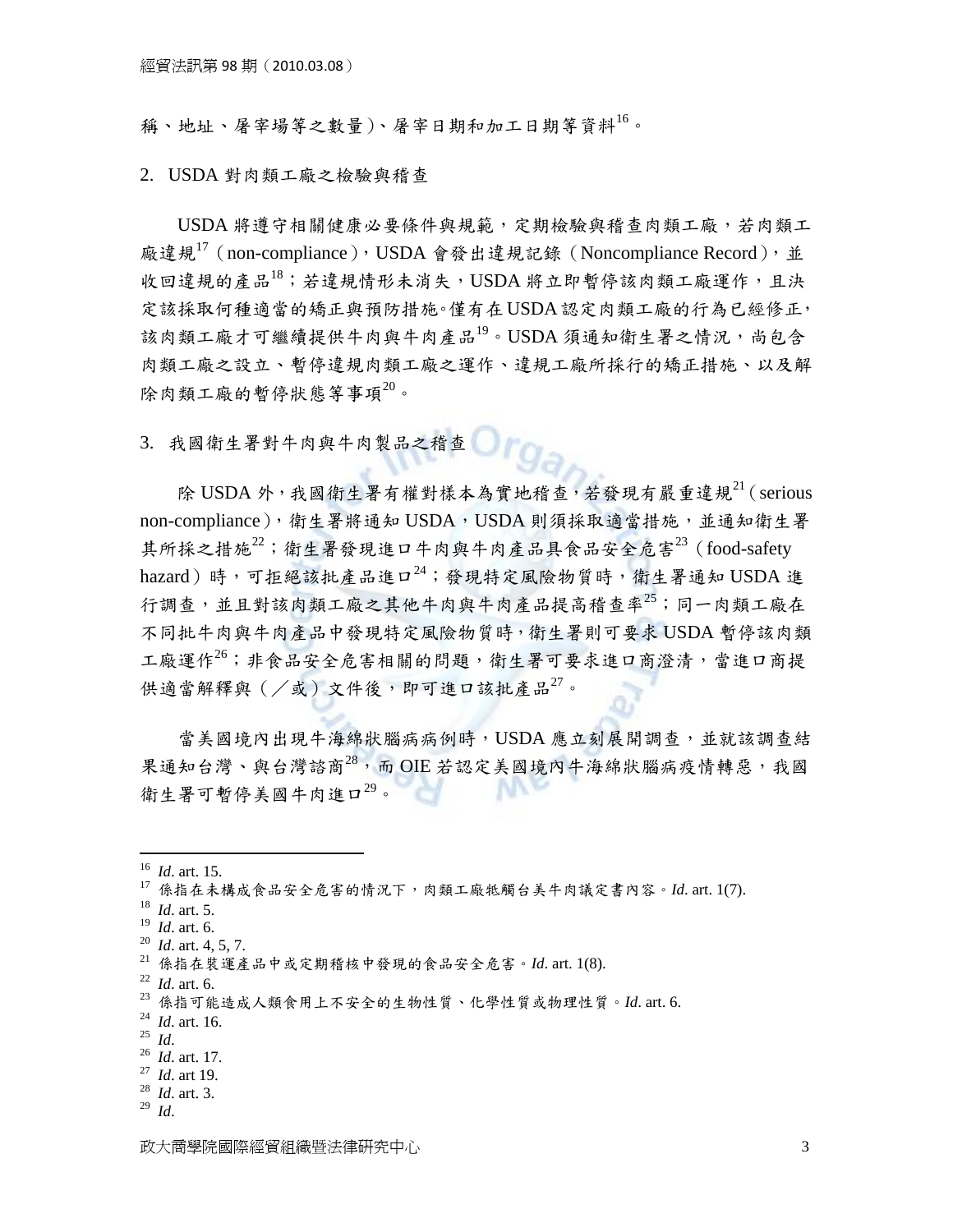稱、地址、屠宰場等之數量)、屠宰日期和加工日期等資料[16]。

2. USDA 對肉類工廠之檢驗與稽查

USDA 將遵守相關健康必要條件與規範，定期檢驗與稽查肉類工廠，若肉類工廠違規[17]（non-compliance），USDA 會發出違規記錄（Noncompliance Record），並收回違規的產品[18]；若違規情形未消失，USDA 將立即暫停該肉類工廠運作，且決定該採取何種適當的矯正與預防措施。僅有在 USDA 認定肉類工廠的行為已經修正，該肉類工廠才可繼續提供牛肉與牛肉產品[19]。USDA 須通知衛生署之情況，尚包含肉類工廠之設立、暫停違規肉類工廠之運作、違規工廠所採行的矯正措施、以及解除肉類工廠的暫停狀態等事項[20]。

3. 我國衛生署對牛肉與牛肉製品之稽查

除 USDA 外，我國衛生署有權對樣本為實地稽查，若發現有嚴重違規[21]（serious non-compliance），衛生署將通知 USDA，USDA 則須採取適當措施，並通知衛生署其所採之措施[22]；衛生署發現進口牛肉與牛肉產品具食品安全危害[23]（food-safety hazard）時，可拒絕該批產品進口[24]；發現特定風險物質時，衛生署通知 USDA 進行調查，並且對該肉類工廠之其他牛肉與牛肉產品提高稽查率[25]；同一肉類工廠在不同批牛肉與牛肉產品中發現特定風險物質時，衛生署則可要求 USDA 暫停該肉類工廠運作[26]；非食品安全危害相關的問題，衛生署可要求進口商澄清，當進口商提供適當解釋與（／或）文件後，即可進口該批產品[27]。

當美國境內出現牛海綿狀腦病病例時，USDA 應立刻展開調查，並就該調查結果通知台灣、與台灣諮商[28]，而 OIE 若認定美國境內牛海綿狀腦病疫情轉惡，我國衛生署可暫停美國牛肉進口[29]。

---

[16] *Id*. art. 15.
[17] 係指在未構成食品安全危害的情況下，肉類工廠牴觸台美牛肉議定書內容。*Id*. art. 1(7).
[18] *Id*. art. 5.
[19] *Id*. art. 6.
[20] *Id*. art. 4, 5, 7.
[21] 係指在裝運產品中或定期稽核中發現的食品安全危害。*Id*. art. 1(8).
[22] *Id*. art. 6.
[23] 係指可能造成人類食用上不安全的生物性質、化學性質或物理性質。*Id*. art. 6.
[24] *Id*. art. 16.
[25] *Id*.
[26] *Id*. art. 17.
[27] *Id*. art 19.
[28] *Id*. art. 3.
[29] *Id*.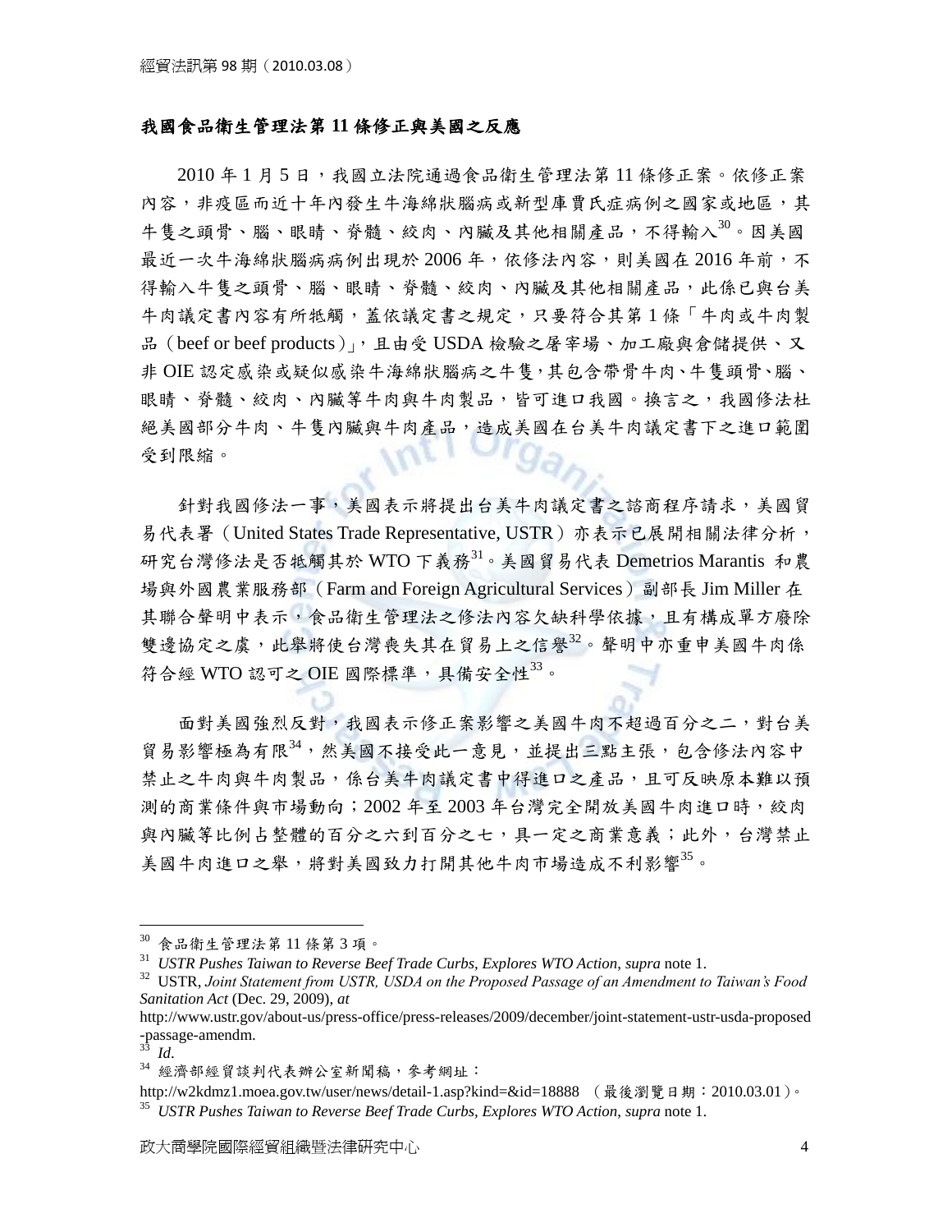### 我國食品衛生管理法第 11 條修正與美國之反應

2010 年 1 月 5 日，我國立法院通過食品衛生管理法第 11 條修正案。依修正案內容，非疫區而近十年內發生牛海綿狀腦病或新型庫賈氏症病例之國家或地區，其牛隻之頭骨、腦、眼睛、脊髓、絞肉、內臟及其他相關產品，不得輸入[30]。因美國最近一次牛海綿狀腦病病例出現於 2006 年，依修法內容，則美國在 2016 年前，不得輸入牛隻之頭骨、腦、眼睛、脊髓、絞肉、內臟及其他相關產品，此係已與台美牛肉議定書內容有所牴觸，蓋依議定書之規定，只要符合其第 1 條「牛肉或牛肉製品（beef or beef products）」，且由受 USDA 檢驗之屠宰場、加工廠與倉儲提供、又非 OIE 認定感染或疑似感染牛海綿狀腦病之牛隻，其包含帶骨牛肉、牛隻頭骨、腦、眼睛、脊髓、絞肉、內臟等牛肉與牛肉製品，皆可進口我國。換言之，我國修法杜絕美國部分牛肉、牛隻內臟與牛肉產品，造成美國在台美牛肉議定書下之進口範圍受到限縮。

針對我國修法一事，美國表示將提出台美牛肉議定書之諮商程序請求，美國貿易代表署（United States Trade Representative, USTR）亦表示已展開相關法律分析，研究台灣修法是否牴觸其於 WTO 下義務[31]。美國貿易代表 Demetrios Marantis 和農場與外國農業服務部（Farm and Foreign Agricultural Services）副部長 Jim Miller 在其聯合聲明中表示，食品衛生管理法之修法內容欠缺科學依據，且有構成單方廢除雙邊協定之虞，此舉將使台灣喪失其在貿易上之信譽[32]。聲明中亦重申美國牛肉係符合經 WTO 認可之 OIE 國際標準，具備安全性[33]。

面對美國強烈反對，我國表示修正案影響之美國牛肉不超過百分之二，對台美貿易影響極為有限[34]，然美國不接受此一意見，並提出三點主張，包含修法內容中禁止之牛肉與牛肉製品，係台美牛肉議定書中得進口之產品，且可反映原本難以預測的商業條件與市場動向；2002 年至 2003 年台灣完全開放美國牛肉進口時，絞肉與內臟等比例占整體的百分之六到百分之七，具一定之商業意義；此外，台灣禁止美國牛肉進口之舉，將對美國致力打開其他牛肉市場造成不利影響[35]。

---

[30] 食品衛生管理法第 11 條第 3 項。

[31] *USTR Pushes Taiwan to Reverse Beef Trade Curbs, Explores WTO Action*, *supra* note 1.

[32] USTR, *Joint Statement from USTR, USDA on the Proposed Passage of an Amendment to Taiwan's Food Sanitation Act* (Dec. 29, 2009), *at* http://www.ustr.gov/about-us/press-office/press-releases/2009/december/joint-statement-ustr-usda-proposed-passage-amendm.

[33] *Id*.

[34] 經濟部經貿談判代表辦公室新聞稿，參考網址：http://w2kdmz1.moea.gov.tw/user/news/detail-1.asp?kind=&id=18888 （最後瀏覽日期：2010.03.01）。

[35] *USTR Pushes Taiwan to Reverse Beef Trade Curbs, Explores WTO Action*, *supra* note 1.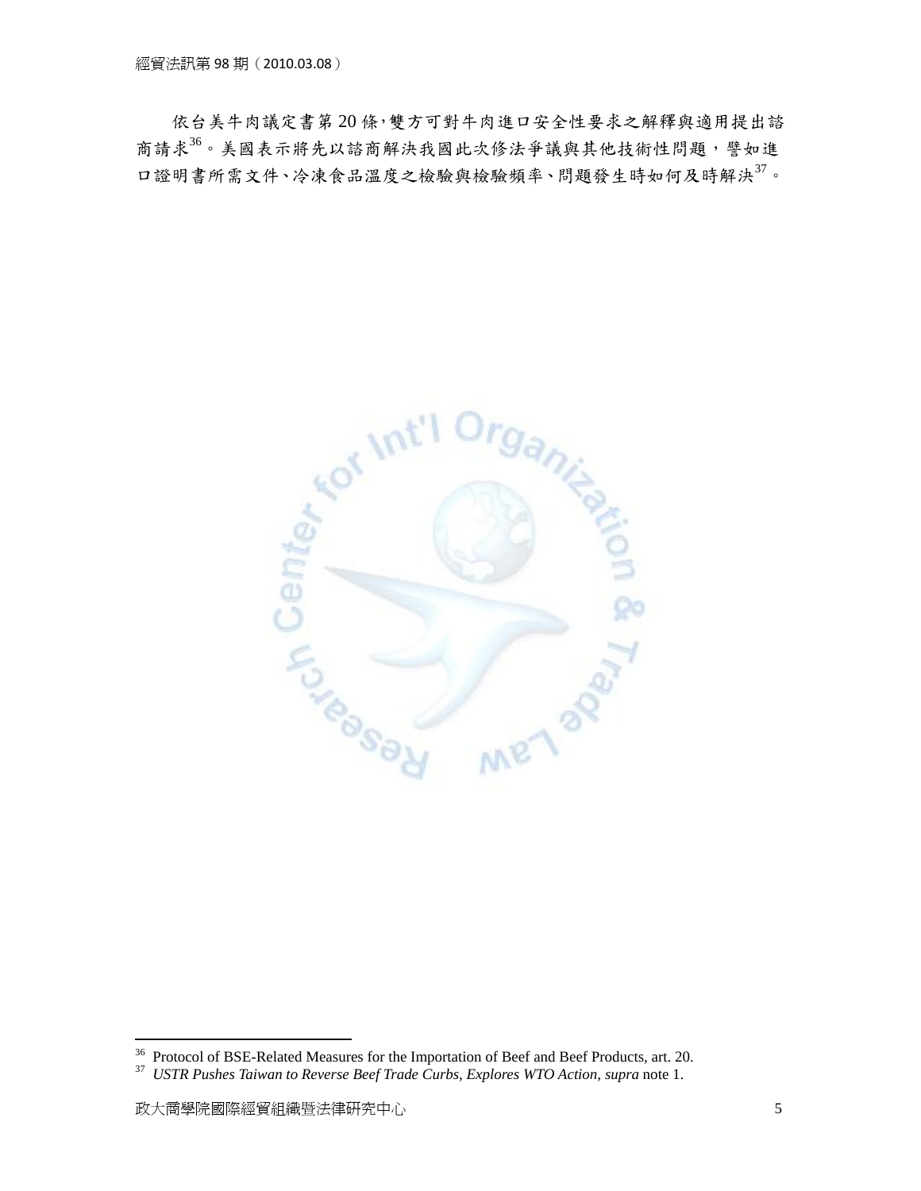依台美牛肉議定書第 20 條，雙方可對牛肉進口安全性要求之解釋與適用提出諮商請求[36]。美國表示將先以諮商解決我國此次修法爭議與其他技術性問題，譬如進口證明書所需文件、冷凍食品溫度之檢驗與檢驗頻率、問題發生時如何及時解決[37]。

---

[36] Protocol of BSE-Related Measures for the Importation of Beef and Beef Products, art. 20.

[37] *USTR Pushes Taiwan to Reverse Beef Trade Curbs, Explores WTO Action*, *supra* note 1.